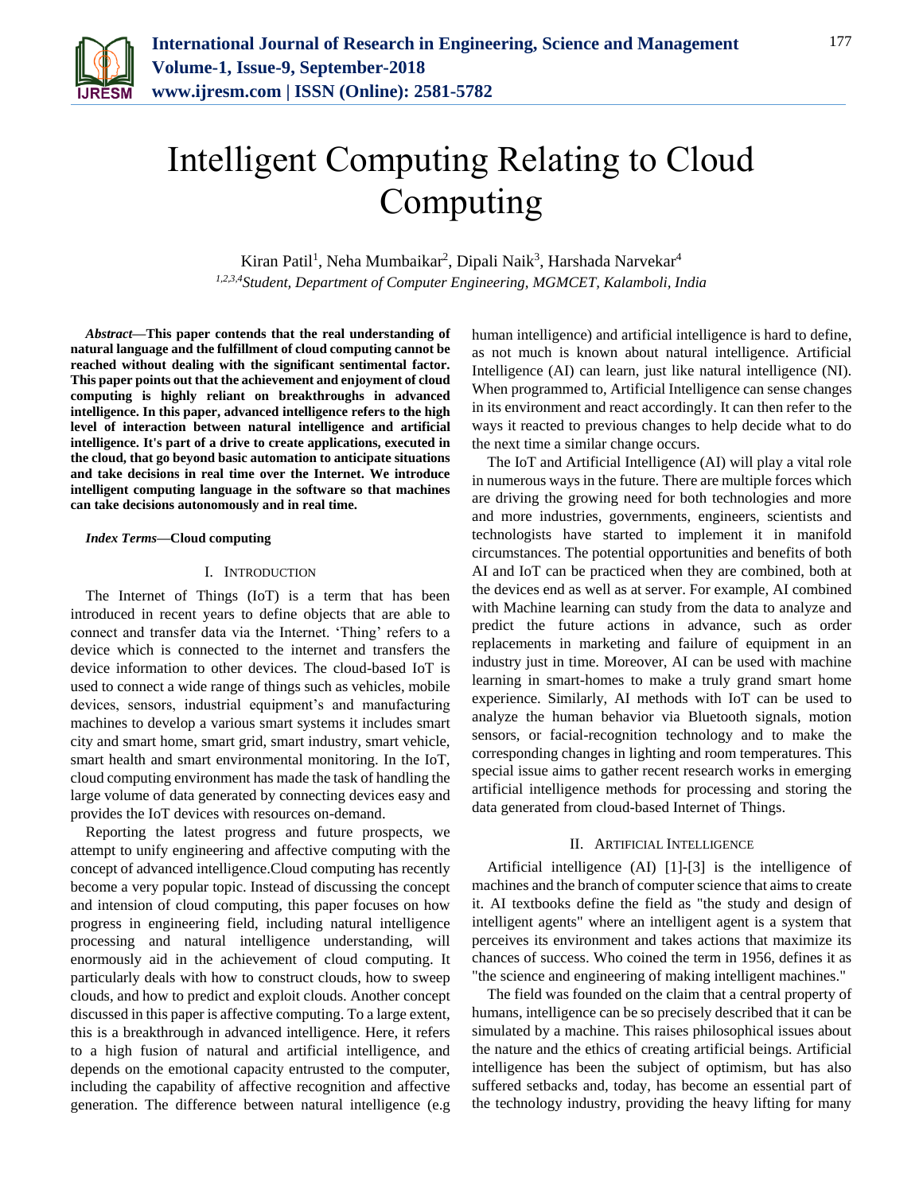# Intelligent Computing Relating to Cloud Computing

Kiran Patil[1], Neha Mumbaikar[2], Dipali Naik[3], Harshada Narvekar[4]

[1,2,3,4]*Student, Department of Computer Engineering, MGMCET, Kalamboli, India*

***Abstract*—This paper contends that the real understanding of natural language and the fulfillment of cloud computing cannot be reached without dealing with the significant sentimental factor. This paper points out that the achievement and enjoyment of cloud computing is highly reliant on breakthroughs in advanced intelligence. In this paper, advanced intelligence refers to the high level of interaction between natural intelligence and artificial intelligence. It's part of a drive to create applications, executed in the cloud, that go beyond basic automation to anticipate situations and take decisions in real time over the Internet. We introduce intelligent computing language in the software so that machines can take decisions autonomously and in real time.**

***Index Terms*—Cloud computing**

## I. Introduction

The Internet of Things (IoT) is a term that has been introduced in recent years to define objects that are able to connect and transfer data via the Internet. 'Thing' refers to a device which is connected to the internet and transfers the device information to other devices. The cloud-based IoT is used to connect a wide range of things such as vehicles, mobile devices, sensors, industrial equipment's and manufacturing machines to develop a various smart systems it includes smart city and smart home, smart grid, smart industry, smart vehicle, smart health and smart environmental monitoring. In the IoT, cloud computing environment has made the task of handling the large volume of data generated by connecting devices easy and provides the IoT devices with resources on-demand.

Reporting the latest progress and future prospects, we attempt to unify engineering and affective computing with the concept of advanced intelligence.Cloud computing has recently become a very popular topic. Instead of discussing the concept and intension of cloud computing, this paper focuses on how progress in engineering field, including natural intelligence processing and natural intelligence understanding, will enormously aid in the achievement of cloud computing. It particularly deals with how to construct clouds, how to sweep clouds, and how to predict and exploit clouds. Another concept discussed in this paper is affective computing. To a large extent, this is a breakthrough in advanced intelligence. Here, it refers to a high fusion of natural and artificial intelligence, and depends on the emotional capacity entrusted to the computer, including the capability of affective recognition and affective generation. The difference between natural intelligence (e.g human intelligence) and artificial intelligence is hard to define, as not much is known about natural intelligence. Artificial Intelligence (AI) can learn, just like natural intelligence (NI). When programmed to, Artificial Intelligence can sense changes in its environment and react accordingly. It can then refer to the ways it reacted to previous changes to help decide what to do the next time a similar change occurs.

The IoT and Artificial Intelligence (AI) will play a vital role in numerous ways in the future. There are multiple forces which are driving the growing need for both technologies and more and more industries, governments, engineers, scientists and technologists have started to implement it in manifold circumstances. The potential opportunities and benefits of both AI and IoT can be practiced when they are combined, both at the devices end as well as at server. For example, AI combined with Machine learning can study from the data to analyze and predict the future actions in advance, such as order replacements in marketing and failure of equipment in an industry just in time. Moreover, AI can be used with machine learning in smart-homes to make a truly grand smart home experience. Similarly, AI methods with IoT can be used to analyze the human behavior via Bluetooth signals, motion sensors, or facial-recognition technology and to make the corresponding changes in lighting and room temperatures. This special issue aims to gather recent research works in emerging artificial intelligence methods for processing and storing the data generated from cloud-based Internet of Things.

## II. Artificial Intelligence

Artificial intelligence (AI) [1]-[3] is the intelligence of machines and the branch of computer science that aims to create it. AI textbooks define the field as "the study and design of intelligent agents" where an intelligent agent is a system that perceives its environment and takes actions that maximize its chances of success. Who coined the term in 1956, defines it as "the science and engineering of making intelligent machines."

The field was founded on the claim that a central property of humans, intelligence can be so precisely described that it can be simulated by a machine. This raises philosophical issues about the nature and the ethics of creating artificial beings. Artificial intelligence has been the subject of optimism, but has also suffered setbacks and, today, has become an essential part of the technology industry, providing the heavy lifting for many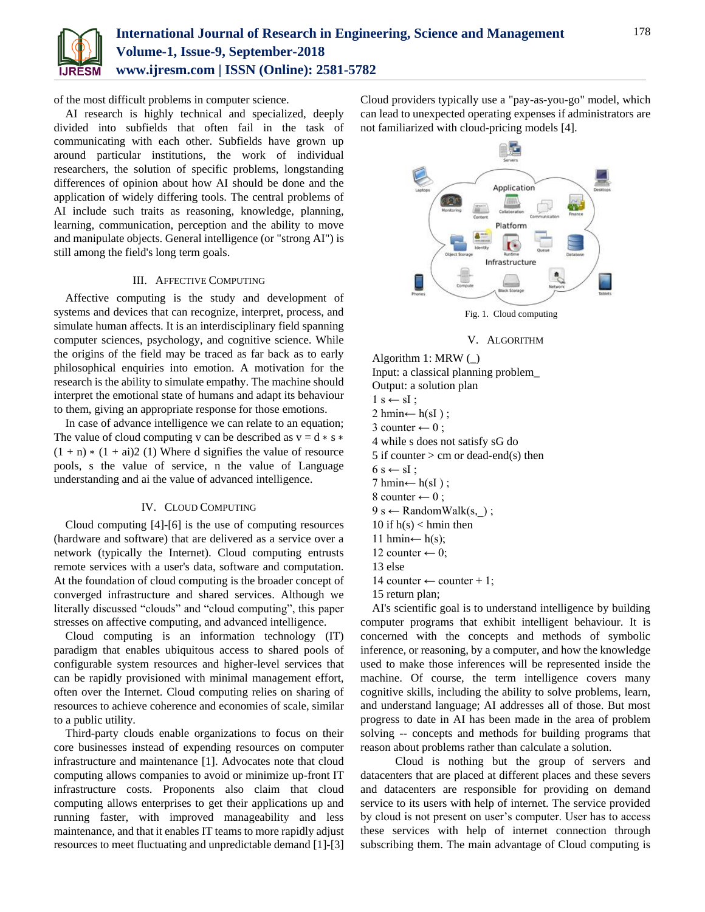of the most difficult problems in computer science.

AI research is highly technical and specialized, deeply divided into subfields that often fail in the task of communicating with each other. Subfields have grown up around particular institutions, the work of individual researchers, the solution of specific problems, longstanding differences of opinion about how AI should be done and the application of widely differing tools. The central problems of AI include such traits as reasoning, knowledge, planning, learning, communication, perception and the ability to move and manipulate objects. General intelligence (or "strong AI") is still among the field's long term goals.

## III. Affective Computing

Affective computing is the study and development of systems and devices that can recognize, interpret, process, and simulate human affects. It is an interdisciplinary field spanning computer sciences, psychology, and cognitive science. While the origins of the field may be traced as far back as to early philosophical enquiries into emotion. A motivation for the research is the ability to simulate empathy. The machine should interpret the emotional state of humans and adapt its behaviour to them, giving an appropriate response for those emotions.

In case of advance intelligence we can relate to an equation; The value of cloud computing v can be described as $v = d * s * (1 + n) * (1 + ai)2$ (1) Where d signifies the value of resource pools, s the value of service, n the value of Language understanding and ai the value of advanced intelligence.

## IV. Cloud Computing

Cloud computing [4]-[6] is the use of computing resources (hardware and software) that are delivered as a service over a network (typically the Internet). Cloud computing entrusts remote services with a user's data, software and computation. At the foundation of cloud computing is the broader concept of converged infrastructure and shared services. Although we literally discussed "clouds" and "cloud computing", this paper stresses on affective computing, and advanced intelligence.

Cloud computing is an information technology (IT) paradigm that enables ubiquitous access to shared pools of configurable system resources and higher-level services that can be rapidly provisioned with minimal management effort, often over the Internet. Cloud computing relies on sharing of resources to achieve coherence and economies of scale, similar to a public utility.

Third-party clouds enable organizations to focus on their core businesses instead of expending resources on computer infrastructure and maintenance [1]. Advocates note that cloud computing allows companies to avoid or minimize up-front IT infrastructure costs. Proponents also claim that cloud computing allows enterprises to get their applications up and running faster, with improved manageability and less maintenance, and that it enables IT teams to more rapidly adjust resources to meet fluctuating and unpredictable demand [1]-[3] Cloud providers typically use a "pay-as-you-go" model, which can lead to unexpected operating expenses if administrators are not familiarized with cloud-pricing models [4].

Fig. 1. Cloud computing

## V. Algorithm

Algorithm 1: MRW (_)
Input: a classical planning problem_
Output: a solution plan
1 s ← sI ;
2 hmin← h(sI ) ;
3 counter ← 0 ;
4 while s does not satisfy sG do
5 if counter > cm or dead-end(s) then
6 s ← sI ;
7 hmin← h(sI ) ;
8 counter ← 0 ;
9 s ← RandomWalk(s,_) ;
10 if h(s) < hmin then
11 hmin← h(s);
12 counter ← 0;
13 else
14 counter ← counter + 1;
15 return plan;

AI's scientific goal is to understand intelligence by building computer programs that exhibit intelligent behaviour. It is concerned with the concepts and methods of symbolic inference, or reasoning, by a computer, and how the knowledge used to make those inferences will be represented inside the machine. Of course, the term intelligence covers many cognitive skills, including the ability to solve problems, learn, and understand language; AI addresses all of those. But most progress to date in AI has been made in the area of problem solving -- concepts and methods for building programs that reason about problems rather than calculate a solution.

Cloud is nothing but the group of servers and datacenters that are placed at different places and these severs and datacenters are responsible for providing on demand service to its users with help of internet. The service provided by cloud is not present on user's computer. User has to access these services with help of internet connection through subscribing them. The main advantage of Cloud computing is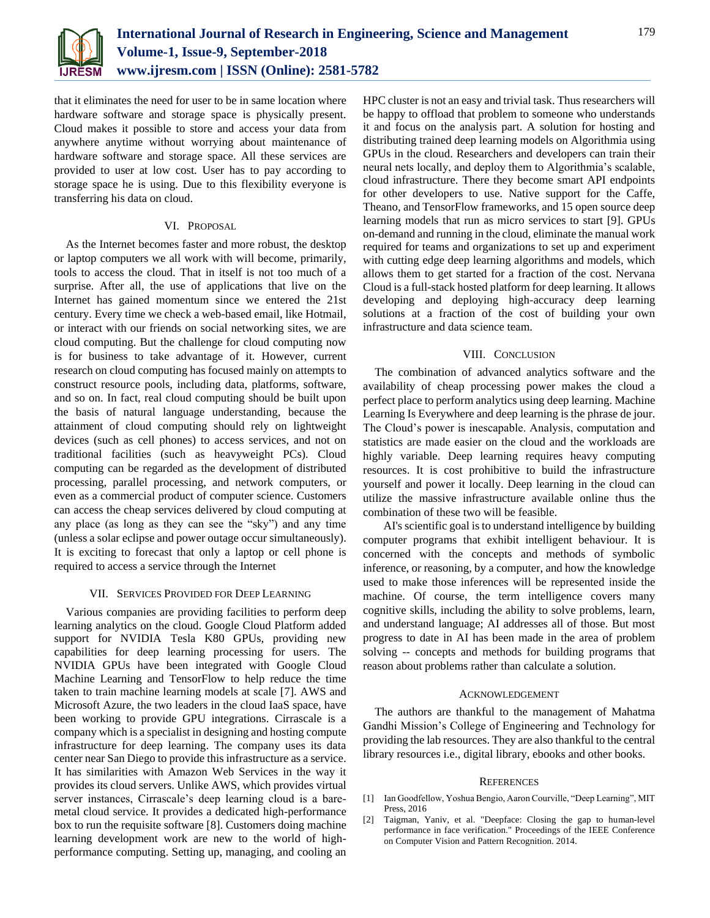that it eliminates the need for user to be in same location where hardware software and storage space is physically present. Cloud makes it possible to store and access your data from anywhere anytime without worrying about maintenance of hardware software and storage space. All these services are provided to user at low cost. User has to pay according to storage space he is using. Due to this flexibility everyone is transferring his data on cloud.

## VI. Proposal

As the Internet becomes faster and more robust, the desktop or laptop computers we all work with will become, primarily, tools to access the cloud. That in itself is not too much of a surprise. After all, the use of applications that live on the Internet has gained momentum since we entered the 21st century. Every time we check a web-based email, like Hotmail, or interact with our friends on social networking sites, we are cloud computing. But the challenge for cloud computing now is for business to take advantage of it. However, current research on cloud computing has focused mainly on attempts to construct resource pools, including data, platforms, software, and so on. In fact, real cloud computing should be built upon the basis of natural language understanding, because the attainment of cloud computing should rely on lightweight devices (such as cell phones) to access services, and not on traditional facilities (such as heavyweight PCs). Cloud computing can be regarded as the development of distributed processing, parallel processing, and network computers, or even as a commercial product of computer science. Customers can access the cheap services delivered by cloud computing at any place (as long as they can see the "sky") and any time (unless a solar eclipse and power outage occur simultaneously). It is exciting to forecast that only a laptop or cell phone is required to access a service through the Internet

## VII. Services Provided for Deep Learning

Various companies are providing facilities to perform deep learning analytics on the cloud. Google Cloud Platform added support for NVIDIA Tesla K80 GPUs, providing new capabilities for deep learning processing for users. The NVIDIA GPUs have been integrated with Google Cloud Machine Learning and TensorFlow to help reduce the time taken to train machine learning models at scale [7]. AWS and Microsoft Azure, the two leaders in the cloud IaaS space, have been working to provide GPU integrations. Cirrascale is a company which is a specialist in designing and hosting compute infrastructure for deep learning. The company uses its data center near San Diego to provide this infrastructure as a service. It has similarities with Amazon Web Services in the way it provides its cloud servers. Unlike AWS, which provides virtual server instances, Cirrascale's deep learning cloud is a bare-metal cloud service. It provides a dedicated high-performance box to run the requisite software [8]. Customers doing machine learning development work are new to the world of high-performance computing. Setting up, managing, and cooling an HPC cluster is not an easy and trivial task. Thus researchers will be happy to offload that problem to someone who understands it and focus on the analysis part. A solution for hosting and distributing trained deep learning models on Algorithmia using GPUs in the cloud. Researchers and developers can train their neural nets locally, and deploy them to Algorithmia's scalable, cloud infrastructure. There they become smart API endpoints for other developers to use. Native support for the Caffe, Theano, and TensorFlow frameworks, and 15 open source deep learning models that run as micro services to start [9]. GPUs on-demand and running in the cloud, eliminate the manual work required for teams and organizations to set up and experiment with cutting edge deep learning algorithms and models, which allows them to get started for a fraction of the cost. Nervana Cloud is a full-stack hosted platform for deep learning. It allows developing and deploying high-accuracy deep learning solutions at a fraction of the cost of building your own infrastructure and data science team.

## VIII. Conclusion

The combination of advanced analytics software and the availability of cheap processing power makes the cloud a perfect place to perform analytics using deep learning. Machine Learning Is Everywhere and deep learning is the phrase de jour. The Cloud's power is inescapable. Analysis, computation and statistics are made easier on the cloud and the workloads are highly variable. Deep learning requires heavy computing resources. It is cost prohibitive to build the infrastructure yourself and power it locally. Deep learning in the cloud can utilize the massive infrastructure available online thus the combination of these two will be feasible.

AI's scientific goal is to understand intelligence by building computer programs that exhibit intelligent behaviour. It is concerned with the concepts and methods of symbolic inference, or reasoning, by a computer, and how the knowledge used to make those inferences will be represented inside the machine. Of course, the term intelligence covers many cognitive skills, including the ability to solve problems, learn, and understand language; AI addresses all of those. But most progress to date in AI has been made in the area of problem solving -- concepts and methods for building programs that reason about problems rather than calculate a solution.

## Acknowledgement

The authors are thankful to the management of Mahatma Gandhi Mission's College of Engineering and Technology for providing the lab resources. They are also thankful to the central library resources i.e., digital library, ebooks and other books.

## References

[1] Ian Goodfellow, Yoshua Bengio, Aaron Courville, "Deep Learning", MIT Press, 2016

[2] Taigman, Yaniv, et al. "Deepface: Closing the gap to human-level performance in face verification." Proceedings of the IEEE Conference on Computer Vision and Pattern Recognition. 2014.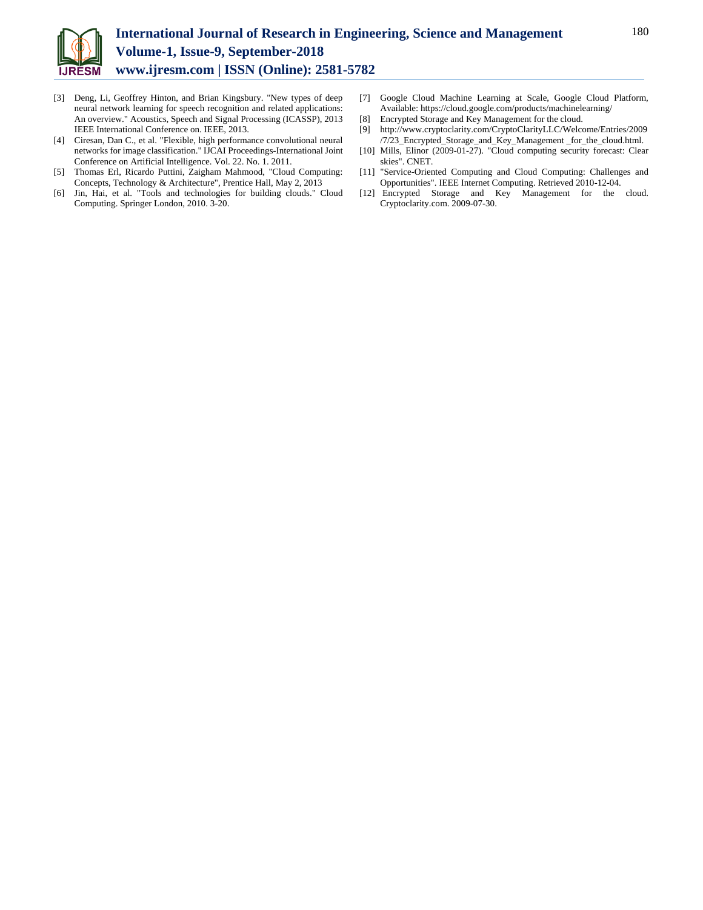[3] Deng, Li, Geoffrey Hinton, and Brian Kingsbury. "New types of deep neural network learning for speech recognition and related applications: An overview." Acoustics, Speech and Signal Processing (ICASSP), 2013 IEEE International Conference on. IEEE, 2013.

[4] Ciresan, Dan C., et al. "Flexible, high performance convolutional neural networks for image classification." IJCAI Proceedings-International Joint Conference on Artificial Intelligence. Vol. 22. No. 1. 2011.

[5] Thomas Erl, Ricardo Puttini, Zaigham Mahmood, "Cloud Computing: Concepts, Technology & Architecture", Prentice Hall, May 2, 2013

[6] Jin, Hai, et al. "Tools and technologies for building clouds." Cloud Computing. Springer London, 2010. 3-20.

[7] Google Cloud Machine Learning at Scale, Google Cloud Platform, Available: https://cloud.google.com/products/machinelearning/

[8] Encrypted Storage and Key Management for the cloud.

[9] http://www.cryptoclarity.com/CryptoClarityLLC/Welcome/Entries/2009/7/23_Encrypted_Storage_and_Key_Management _for_the_cloud.html.

[10] Mills, Elinor (2009-01-27). "Cloud computing security forecast: Clear skies". CNET.

[11] "Service-Oriented Computing and Cloud Computing: Challenges and Opportunities". IEEE Internet Computing. Retrieved 2010-12-04.

[12] Encrypted Storage and Key Management for the cloud. Cryptoclarity.com. 2009-07-30.